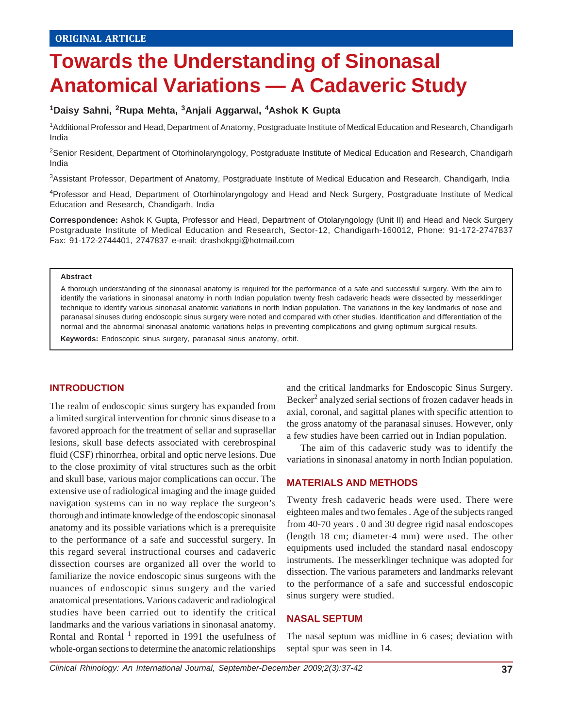ORIGINAL ARTICLE

# Towards the Understanding of Sinonasal Anatomical Variations — A Cadaveric Study

**[1]Daisy Sahni, [2]Rupa Mehta, [3]Anjali Aggarwal, [4]Ashok K Gupta**

[1]Additional Professor and Head, Department of Anatomy, Postgraduate Institute of Medical Education and Research, Chandigarh India

[2]Senior Resident, Department of Otorhinolaryngology, Postgraduate Institute of Medical Education and Research, Chandigarh India

[3]Assistant Professor, Department of Anatomy, Postgraduate Institute of Medical Education and Research, Chandigarh, India

[4]Professor and Head, Department of Otorhinolaryngology and Head and Neck Surgery, Postgraduate Institute of Medical Education and Research, Chandigarh, India

**Correspondence:** Ashok K Gupta, Professor and Head, Department of Otolaryngology (Unit II) and Head and Neck Surgery Postgraduate Institute of Medical Education and Research, Sector-12, Chandigarh-160012, Phone: 91-172-2747837 Fax: 91-172-2744401, 2747837 e-mail: drashokpgi@hotmail.com

**Abstract**

A thorough understanding of the sinonasal anatomy is required for the performance of a safe and successful surgery. With the aim to identify the variations in sinonasal anatomy in north Indian population twenty fresh cadaveric heads were dissected by messerklinger technique to identify various sinonasal anatomic variations in north Indian population. The variations in the key landmarks of nose and paranasal sinuses during endoscopic sinus surgery were noted and compared with other studies. Identification and differentiation of the normal and the abnormal sinonasal anatomic variations helps in preventing complications and giving optimum surgical results.

**Keywords:** Endoscopic sinus surgery, paranasal sinus anatomy, orbit.

## INTRODUCTION

The realm of endoscopic sinus surgery has expanded from a limited surgical intervention for chronic sinus disease to a favored approach for the treatment of sellar and suprasellar lesions, skull base defects associated with cerebrospinal fluid (CSF) rhinorrhea, orbital and optic nerve lesions. Due to the close proximity of vital structures such as the orbit and skull base, various major complications can occur. The extensive use of radiological imaging and the image guided navigation systems can in no way replace the surgeon's thorough and intimate knowledge of the endoscopic sinonasal anatomy and its possible variations which is a prerequisite to the performance of a safe and successful surgery. In this regard several instructional courses and cadaveric dissection courses are organized all over the world to familiarize the novice endoscopic sinus surgeons with the nuances of endoscopic sinus surgery and the varied anatomical presentations. Various cadaveric and radiological studies have been carried out to identify the critical landmarks and the various variations in sinonasal anatomy. Rontal and Rontal [1] reported in 1991 the usefulness of whole-organ sections to determine the anatomic relationships and the critical landmarks for Endoscopic Sinus Surgery. Becker[2] analyzed serial sections of frozen cadaver heads in axial, coronal, and sagittal planes with specific attention to the gross anatomy of the paranasal sinuses. However, only a few studies have been carried out in Indian population.

The aim of this cadaveric study was to identify the variations in sinonasal anatomy in north Indian population.

## MATERIALS AND METHODS

Twenty fresh cadaveric heads were used. There were eighteen males and two females . Age of the subjects ranged from 40-70 years . 0 and 30 degree rigid nasal endoscopes (length 18 cm; diameter-4 mm) were used. The other equipments used included the standard nasal endoscopy instruments. The messerklinger technique was adopted for dissection. The various parameters and landmarks relevant to the performance of a safe and successful endoscopic sinus surgery were studied.

## NASAL SEPTUM

The nasal septum was midline in 6 cases; deviation with septal spur was seen in 14.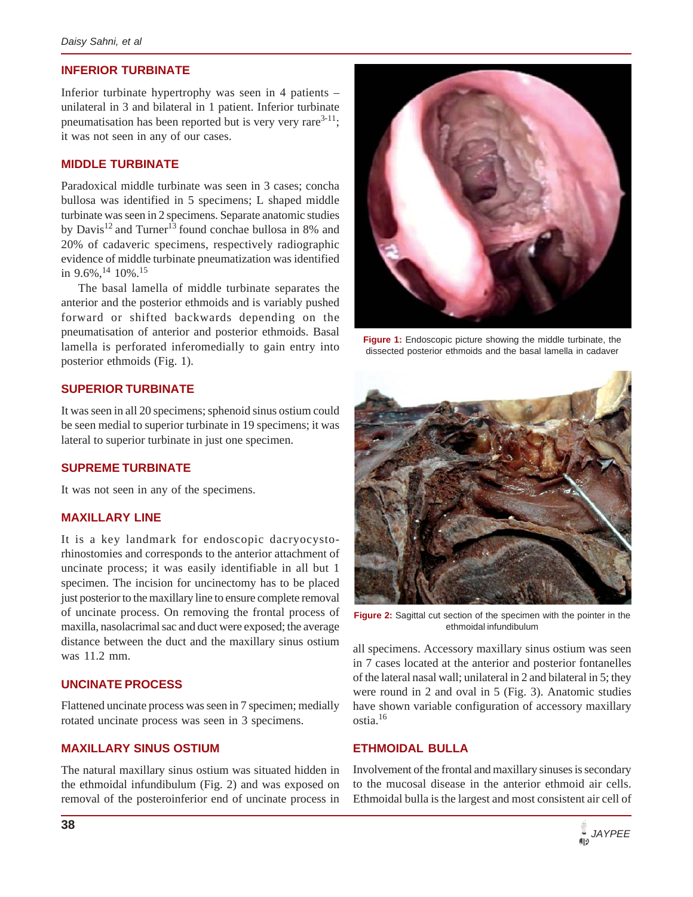## INFERIOR TURBINATE

Inferior turbinate hypertrophy was seen in 4 patients – unilateral in 3 and bilateral in 1 patient. Inferior turbinate pneumatisation has been reported but is very very rare[3-11]; it was not seen in any of our cases.

## MIDDLE TURBINATE

Paradoxical middle turbinate was seen in 3 cases; concha bullosa was identified in 5 specimens; L shaped middle turbinate was seen in 2 specimens. Separate anatomic studies by Davis[12] and Turner[13] found conchae bullosa in 8% and 20% of cadaveric specimens, respectively radiographic evidence of middle turbinate pneumatization was identified in 9.6%,[14] 10%.[15]

The basal lamella of middle turbinate separates the anterior and the posterior ethmoids and is variably pushed forward or shifted backwards depending on the pneumatisation of anterior and posterior ethmoids. Basal lamella is perforated inferomedially to gain entry into posterior ethmoids (Fig. 1).

**Figure 1:** Endoscopic picture showing the middle turbinate, the dissected posterior ethmoids and the basal lamella in cadaver

## SUPERIOR TURBINATE

It was seen in all 20 specimens; sphenoid sinus ostium could be seen medial to superior turbinate in 19 specimens; it was lateral to superior turbinate in just one specimen.

## SUPREME TURBINATE

It was not seen in any of the specimens.

## MAXILLARY LINE

It is a key landmark for endoscopic dacryocysto-rhinostomies and corresponds to the anterior attachment of uncinate process; it was easily identifiable in all but 1 specimen. The incision for uncinectomy has to be placed just posterior to the maxillary line to ensure complete removal of uncinate process. On removing the frontal process of maxilla, nasolacrimal sac and duct were exposed; the average distance between the duct and the maxillary sinus ostium was 11.2 mm.

## UNCINATE PROCESS

Flattened uncinate process was seen in 7 specimen; medially rotated uncinate process was seen in 3 specimens.

## MAXILLARY SINUS OSTIUM

The natural maxillary sinus ostium was situated hidden in the ethmoidal infundibulum (Fig. 2) and was exposed on removal of the posteroinferior end of uncinate process in all specimens. Accessory maxillary sinus ostium was seen in 7 cases located at the anterior and posterior fontanelles of the lateral nasal wall; unilateral in 2 and bilateral in 5; they were round in 2 and oval in 5 (Fig. 3). Anatomic studies have shown variable configuration of accessory maxillary ostia.[16]

**Figure 2:** Sagittal cut section of the specimen with the pointer in the ethmoidal infundibulum

## ETHMOIDAL BULLA

Involvement of the frontal and maxillary sinuses is secondary to the mucosal disease in the anterior ethmoid air cells. Ethmoidal bulla is the largest and most consistent air cell of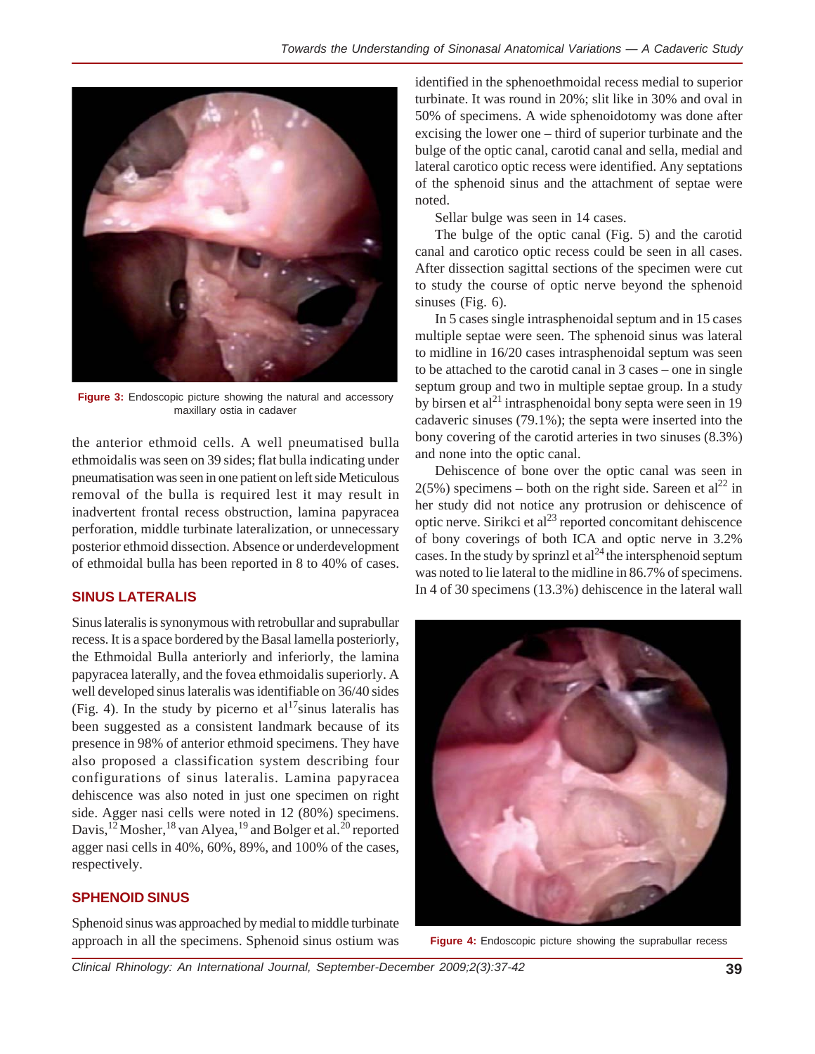Figure 3: Endoscopic picture showing the natural and accessory maxillary ostia in cadaver

the anterior ethmoid cells. A well pneumatised bulla ethmoidalis was seen on 39 sides; flat bulla indicating under pneumatisation was seen in one patient on left side Meticulous removal of the bulla is required lest it may result in inadvertent frontal recess obstruction, lamina papyracea perforation, middle turbinate lateralization, or unnecessary posterior ethmoid dissection. Absence or underdevelopment of ethmoidal bulla has been reported in 8 to 40% of cases.

## SINUS LATERALIS

Sinus lateralis is synonymous with retrobullar and suprabullar recess. It is a space bordered by the Basal lamella posteriorly, the Ethmoidal Bulla anteriorly and inferiorly, the lamina papyracea laterally, and the fovea ethmoidalis superiorly. A well developed sinus lateralis was identifiable on 36/40 sides (Fig. 4). In the study by picerno et al[17]sinus lateralis has been suggested as a consistent landmark because of its presence in 98% of anterior ethmoid specimens. They have also proposed a classification system describing four configurations of sinus lateralis. Lamina papyracea dehiscence was also noted in just one specimen on right side. Agger nasi cells were noted in 12 (80%) specimens. Davis,[12] Mosher,[18] van Alyea,[19] and Bolger et al.[20] reported agger nasi cells in 40%, 60%, 89%, and 100% of the cases, respectively.

## SPHENOID SINUS

Sphenoid sinus was approached by medial to middle turbinate approach in all the specimens. Sphenoid sinus ostium was identified in the sphenoethmoidal recess medial to superior turbinate. It was round in 20%; slit like in 30% and oval in 50% of specimens. A wide sphenoidotomy was done after excising the lower one – third of superior turbinate and the bulge of the optic canal, carotid canal and sella, medial and lateral carotico optic recess were identified. Any septations of the sphenoid sinus and the attachment of septae were noted.

Sellar bulge was seen in 14 cases.

The bulge of the optic canal (Fig. 5) and the carotid canal and carotico optic recess could be seen in all cases. After dissection sagittal sections of the specimen were cut to study the course of optic nerve beyond the sphenoid sinuses (Fig. 6).

In 5 cases single intrasphenoidal septum and in 15 cases multiple septae were seen. The sphenoid sinus was lateral to midline in 16/20 cases intrasphenoidal septum was seen to be attached to the carotid canal in 3 cases – one in single septum group and two in multiple septae group. In a study by birsen et al[21] intrasphenoidal bony septa were seen in 19 cadaveric sinuses (79.1%); the septa were inserted into the bony covering of the carotid arteries in two sinuses (8.3%) and none into the optic canal.

Dehiscence of bone over the optic canal was seen in 2(5%) specimens – both on the right side. Sareen et al[22] in her study did not notice any protrusion or dehiscence of optic nerve. Sirikci et al[23] reported concomitant dehiscence of bony coverings of both ICA and optic nerve in 3.2% cases. In the study by sprinzl et al[24] the intersphenoid septum was noted to lie lateral to the midline in 86.7% of specimens. In 4 of 30 specimens (13.3%) dehiscence in the lateral wall

Figure 4: Endoscopic picture showing the suprabullar recess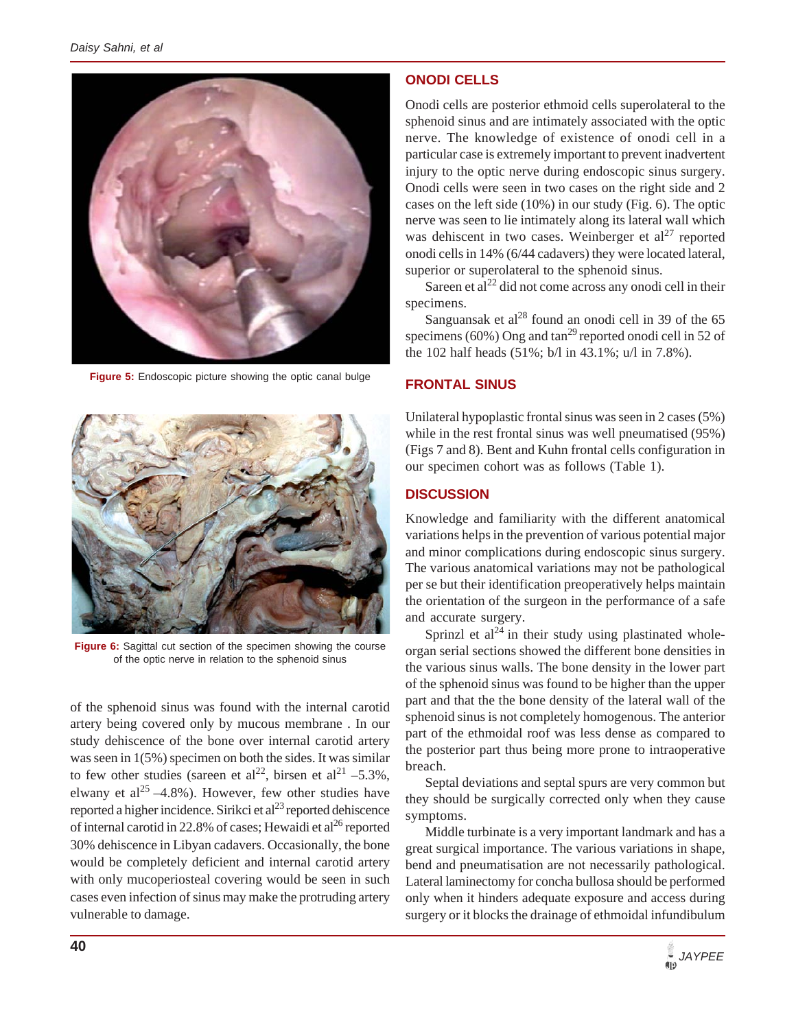Figure 5: Endoscopic picture showing the optic canal bulge

Figure 6: Sagittal cut section of the specimen showing the course of the optic nerve in relation to the sphenoid sinus

of the sphenoid sinus was found with the internal carotid artery being covered only by mucous membrane . In our study dehiscence of the bone over internal carotid artery was seen in 1(5%) specimen on both the sides. It was similar to few other studies (sareen et al[22], birsen et al[21] –5.3%, elwany et al[25] –4.8%). However, few other studies have reported a higher incidence. Sirikci et al[23] reported dehiscence of internal carotid in 22.8% of cases; Hewaidi et al[26] reported 30% dehiscence in Libyan cadavers. Occasionally, the bone would be completely deficient and internal carotid artery with only mucoperiosteal covering would be seen in such cases even infection of sinus may make the protruding artery vulnerable to damage.

## ONODI CELLS

Onodi cells are posterior ethmoid cells superolateral to the sphenoid sinus and are intimately associated with the optic nerve. The knowledge of existence of onodi cell in a particular case is extremely important to prevent inadvertent injury to the optic nerve during endoscopic sinus surgery. Onodi cells were seen in two cases on the right side and 2 cases on the left side (10%) in our study (Fig. 6). The optic nerve was seen to lie intimately along its lateral wall which was dehiscent in two cases. Weinberger et al[27] reported onodi cells in 14% (6/44 cadavers) they were located lateral, superior or superolateral to the sphenoid sinus.

Sareen et al[22] did not come across any onodi cell in their specimens.

Sanguansak et al[28] found an onodi cell in 39 of the 65 specimens (60%) Ong and tan[29] reported onodi cell in 52 of the 102 half heads (51%; b/l in 43.1%; u/l in 7.8%).

## FRONTAL SINUS

Unilateral hypoplastic frontal sinus was seen in 2 cases (5%) while in the rest frontal sinus was well pneumatised (95%) (Figs 7 and 8). Bent and Kuhn frontal cells configuration in our specimen cohort was as follows (Table 1).

## DISCUSSION

Knowledge and familiarity with the different anatomical variations helps in the prevention of various potential major and minor complications during endoscopic sinus surgery. The various anatomical variations may not be pathological per se but their identification preoperatively helps maintain the orientation of the surgeon in the performance of a safe and accurate surgery.

Sprinzl et al[24] in their study using plastinated whole-organ serial sections showed the different bone densities in the various sinus walls. The bone density in the lower part of the sphenoid sinus was found to be higher than the upper part and that the the bone density of the lateral wall of the sphenoid sinus is not completely homogenous. The anterior part of the ethmoidal roof was less dense as compared to the posterior part thus being more prone to intraoperative breach.

Septal deviations and septal spurs are very common but they should be surgically corrected only when they cause symptoms.

Middle turbinate is a very important landmark and has a great surgical importance. The various variations in shape, bend and pneumatisation are not necessarily pathological. Lateral laminectomy for concha bullosa should be performed only when it hinders adequate exposure and access during surgery or it blocks the drainage of ethmoidal infundibulum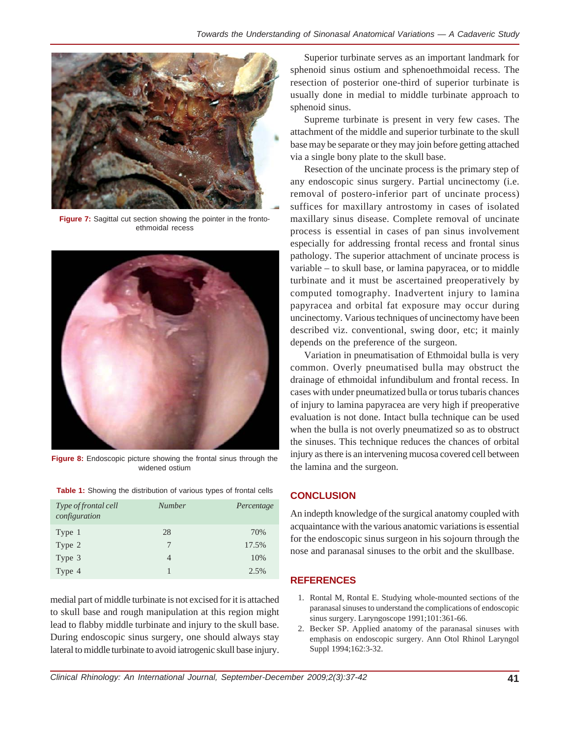Figure 7: Sagittal cut section showing the pointer in the fronto-ethmoidal recess

Figure 8: Endoscopic picture showing the frontal sinus through the widened ostium

Table 1: Showing the distribution of various types of frontal cells

| *Type of frontal cell configuration* | *Number* | *Percentage* |
|---|---|---|
| Type 1 | 28 | 70% |
| Type 2 | 7 | 17.5% |
| Type 3 | 4 | 10% |
| Type 4 | 1 | 2.5% |

medial part of middle turbinate is not excised for it is attached to skull base and rough manipulation at this region might lead to flabby middle turbinate and injury to the skull base. During endoscopic sinus surgery, one should always stay lateral to middle turbinate to avoid iatrogenic skull base injury.

Superior turbinate serves as an important landmark for sphenoid sinus ostium and sphenoethmoidal recess. The resection of posterior one-third of superior turbinate is usually done in medial to middle turbinate approach to sphenoid sinus.

Supreme turbinate is present in very few cases. The attachment of the middle and superior turbinate to the skull base may be separate or they may join before getting attached via a single bony plate to the skull base.

Resection of the uncinate process is the primary step of any endoscopic sinus surgery. Partial uncinectomy (i.e. removal of postero-inferior part of uncinate process) suffices for maxillary antrostomy in cases of isolated maxillary sinus disease. Complete removal of uncinate process is essential in cases of pan sinus involvement especially for addressing frontal recess and frontal sinus pathology. The superior attachment of uncinate process is variable – to skull base, or lamina papyracea, or to middle turbinate and it must be ascertained preoperatively by computed tomography. Inadvertent injury to lamina papyracea and orbital fat exposure may occur during uncinectomy. Various techniques of uncinectomy have been described viz. conventional, swing door, etc; it mainly depends on the preference of the surgeon.

Variation in pneumatisation of Ethmoidal bulla is very common. Overly pneumatised bulla may obstruct the drainage of ethmoidal infundibulum and frontal recess. In cases with under pneumatized bulla or torus tubaris chances of injury to lamina papyracea are very high if preoperative evaluation is not done. Intact bulla technique can be used when the bulla is not overly pneumatized so as to obstruct the sinuses. This technique reduces the chances of orbital injury as there is an intervening mucosa covered cell between the lamina and the surgeon.

## CONCLUSION

An indepth knowledge of the surgical anatomy coupled with acquaintance with the various anatomic variations is essential for the endoscopic sinus surgeon in his sojourn through the nose and paranasal sinuses to the orbit and the skullbase.

## REFERENCES

1. Rontal M, Rontal E. Studying whole-mounted sections of the paranasal sinuses to understand the complications of endoscopic sinus surgery. Laryngoscope 1991;101:361-66.
2. Becker SP. Applied anatomy of the paranasal sinuses with emphasis on endoscopic surgery. Ann Otol Rhinol Laryngol Suppl 1994;162:3-32.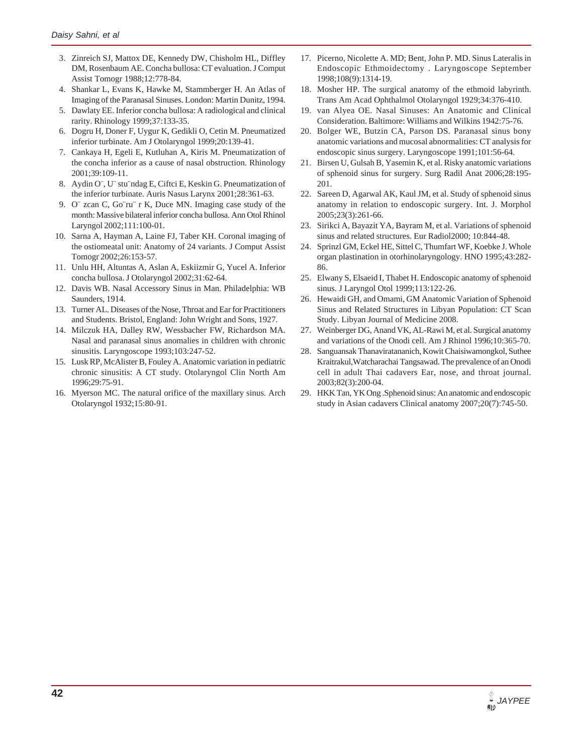3. Zinreich SJ, Mattox DE, Kennedy DW, Chisholm HL, Diffley DM, Rosenbaum AE. Concha bullosa: CT evaluation. J Comput Assist Tomogr 1988;12:778-84.
4. Shankar L, Evans K, Hawke M, Stammberger H. An Atlas of Imaging of the Paranasal Sinuses. London: Martin Dunitz, 1994.
5. Dawlaty EE. Inferior concha bullosa: A radiological and clinical rarity. Rhinology 1999;37:133-35.
6. Dogru H, Doner F, Uygur K, Gedikli O, Cetin M. Pneumatized inferior turbinate. Am J Otolaryngol 1999;20:139-41.
7. Cankaya H, Egeli E, Kutluhan A, Kiris M. Pneumatization of the concha inferior as a cause of nasal obstruction. Rhinology 2001;39:109-11.
8. Aydin O¨, U¨ stu¨ndag E, Ciftci E, Keskin G. Pneumatization of the inferior turbinate. Auris Nasus Larynx 2001;28:361-63.
9. O¨ zcan C, Go¨ru¨ r K, Duce MN. Imaging case study of the month: Massive bilateral inferior concha bullosa. Ann Otol Rhinol Laryngol 2002;111:100-01.
10. Sarna A, Hayman A, Laine FJ, Taber KH. Coronal imaging of the ostiomeatal unit: Anatomy of 24 variants. J Comput Assist Tomogr 2002;26:153-57.
11. Unlu HH, Altuntas A, Aslan A, Eskiizmir G, Yucel A. Inferior concha bullosa. J Otolaryngol 2002;31:62-64.
12. Davis WB. Nasal Accessory Sinus in Man. Philadelphia: WB Saunders, 1914.
13. Turner AL. Diseases of the Nose, Throat and Ear for Practitioners and Students. Bristol, England: John Wright and Sons, 1927.
14. Milczuk HA, Dalley RW, Wessbacher FW, Richardson MA. Nasal and paranasal sinus anomalies in children with chronic sinusitis. Laryngoscope 1993;103:247-52.
15. Lusk RP, McAlister B, Fouley A. Anatomic variation in pediatric chronic sinusitis: A CT study. Otolaryngol Clin North Am 1996;29:75-91.
16. Myerson MC. The natural orifice of the maxillary sinus. Arch Otolaryngol 1932;15:80-91.
17. Picerno, Nicolette A. MD; Bent, John P. MD. Sinus Lateralis in Endoscopic Ethmoidectomy . Laryngoscope September 1998;108(9):1314-19.
18. Mosher HP. The surgical anatomy of the ethmoid labyrinth. Trans Am Acad Ophthalmol Otolaryngol 1929;34:376-410.
19. van Alyea OE. Nasal Sinuses: An Anatomic and Clinical Consideration. Baltimore: Williams and Wilkins 1942:75-76.
20. Bolger WE, Butzin CA, Parson DS. Paranasal sinus bony anatomic variations and mucosal abnormalities: CT analysis for endoscopic sinus surgery. Laryngoscope 1991;101:56-64.
21. Birsen U, Gulsah B, Yasemin K, et al. Risky anatomic variations of sphenoid sinus for surgery. Surg Radil Anat 2006;28:195-201.
22. Sareen D, Agarwal AK, Kaul JM, et al. Study of sphenoid sinus anatomy in relation to endoscopic surgery. Int. J. Morphol 2005;23(3):261-66.
23. Sirikci A, Bayazit YA, Bayram M, et al. Variations of sphenoid sinus and related structures. Eur Radiol2000; 10:844-48.
24. Sprinzl GM, Eckel HE, Sittel C, Thumfart WF, Koebke J. Whole organ plastination in otorhinolaryngology. HNO 1995;43:282-86.
25. Elwany S, Elsaeid I, Thabet H. Endoscopic anatomy of sphenoid sinus. J Laryngol Otol 1999;113:122-26.
26. Hewaidi GH, and Omami, GM Anatomic Variation of Sphenoid Sinus and Related Structures in Libyan Population: CT Scan Study. Libyan Journal of Medicine 2008.
27. Weinberger DG, Anand VK, AL-Rawi M, et al. Surgical anatomy and variations of the Onodi cell. Am J Rhinol 1996;10:365-70.
28. Sanguansak Thanaviratananich, Kowit Chaisiwamongkol, Suthee Kraitrakul,Watcharachai Tangsawad. The prevalence of an Onodi cell in adult Thai cadavers Ear, nose, and throat journal. 2003;82(3):200-04.
29. HKK Tan, YK Ong .Sphenoid sinus: An anatomic and endoscopic study in Asian cadavers Clinical anatomy 2007;20(7):745-50.